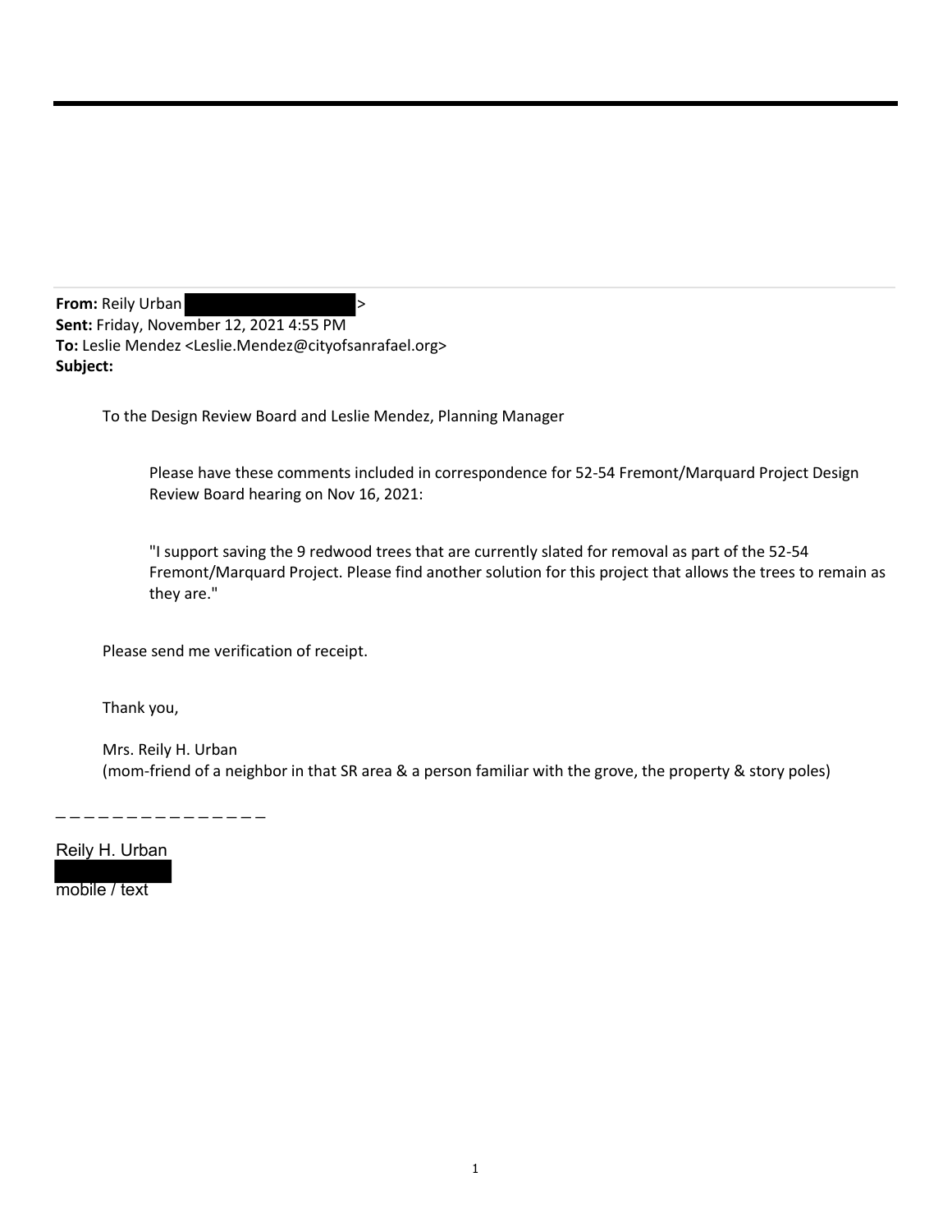**From:** Reily Urban >
**Sent:** Friday, November 12, 2021 4:55 PM
**To:** Leslie Mendez <Leslie.Mendez@cityofsanrafael.org>
**Subject:**

To the Design Review Board and Leslie Mendez, Planning Manager

> Please have these comments included in correspondence for 52-54 Fremont/Marquard Project Design Review Board hearing on Nov 16, 2021:
>
> "I support saving the 9 redwood trees that are currently slated for removal as part of the 52-54 Fremont/Marquard Project. Please find another solution for this project that allows the trees to remain as they are."

Please send me verification of receipt.

Thank you,

Mrs. Reily H. Urban
(mom-friend of a neighbor in that SR area & a person familiar with the grove, the property & story poles)

_ _ _ _ _ _ _ _ _ _ _ _ _ _ _

Reily H. Urban

mobile / text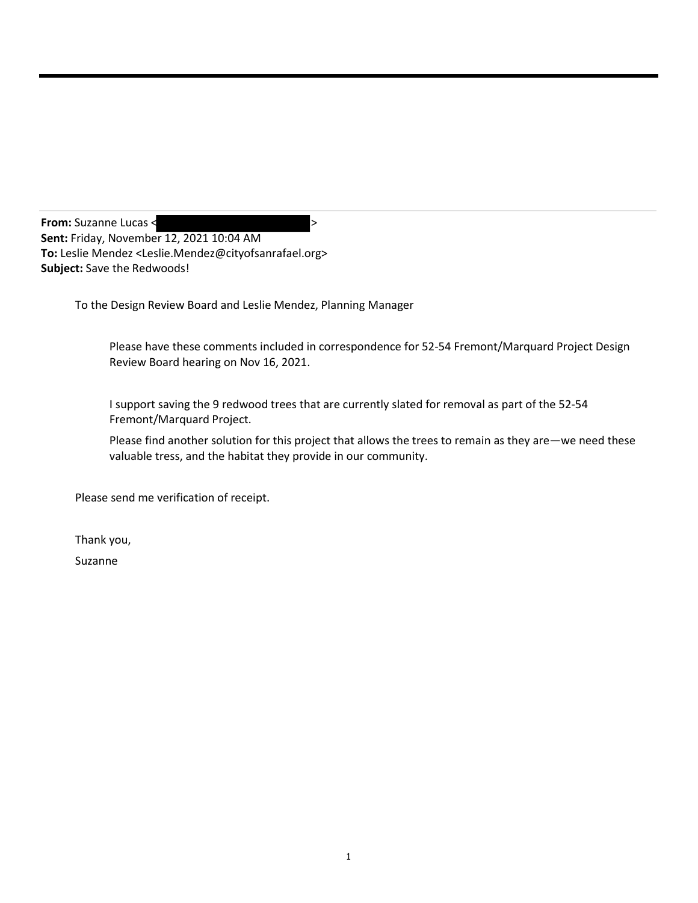**From:** Suzanne Lucas < >
**Sent:** Friday, November 12, 2021 10:04 AM
**To:** Leslie Mendez <Leslie.Mendez@cityofsanrafael.org>
**Subject:** Save the Redwoods!

To the Design Review Board and Leslie Mendez, Planning Manager

Please have these comments included in correspondence for 52-54 Fremont/Marquard Project Design Review Board hearing on Nov 16, 2021.

I support saving the 9 redwood trees that are currently slated for removal as part of the 52-54 Fremont/Marquard Project.

Please find another solution for this project that allows the trees to remain as they are—we need these valuable tress, and the habitat they provide in our community.

Please send me verification of receipt.

Thank you,

Suzanne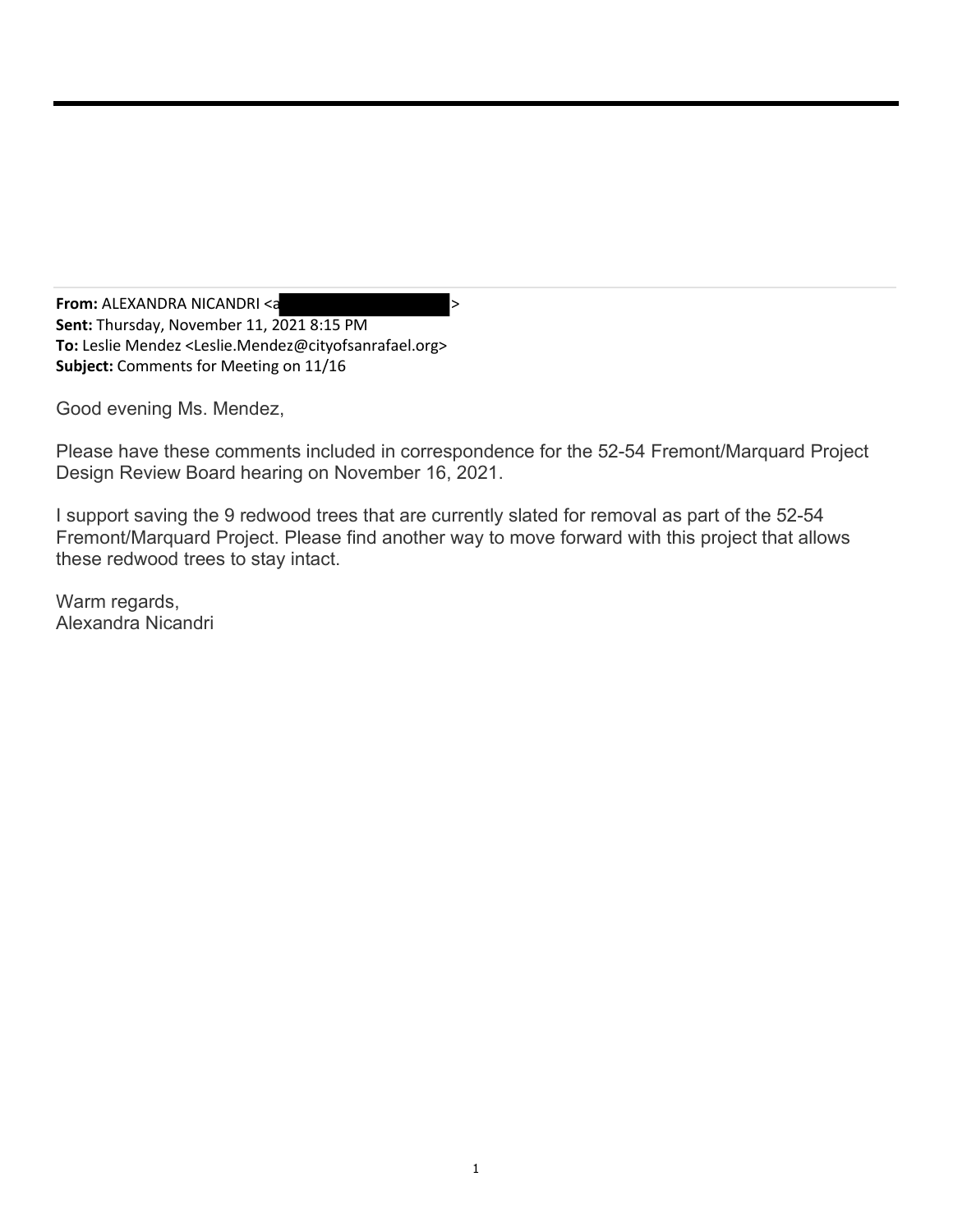**From:** ALEXANDRA NICANDRI <a >
**Sent:** Thursday, November 11, 2021 8:15 PM
**To:** Leslie Mendez <Leslie.Mendez@cityofsanrafael.org>
**Subject:** Comments for Meeting on 11/16

Good evening Ms. Mendez,

Please have these comments included in correspondence for the 52-54 Fremont/Marquard Project Design Review Board hearing on November 16, 2021.

I support saving the 9 redwood trees that are currently slated for removal as part of the 52-54 Fremont/Marquard Project. Please find another way to move forward with this project that allows these redwood trees to stay intact.

Warm regards,
Alexandra Nicandri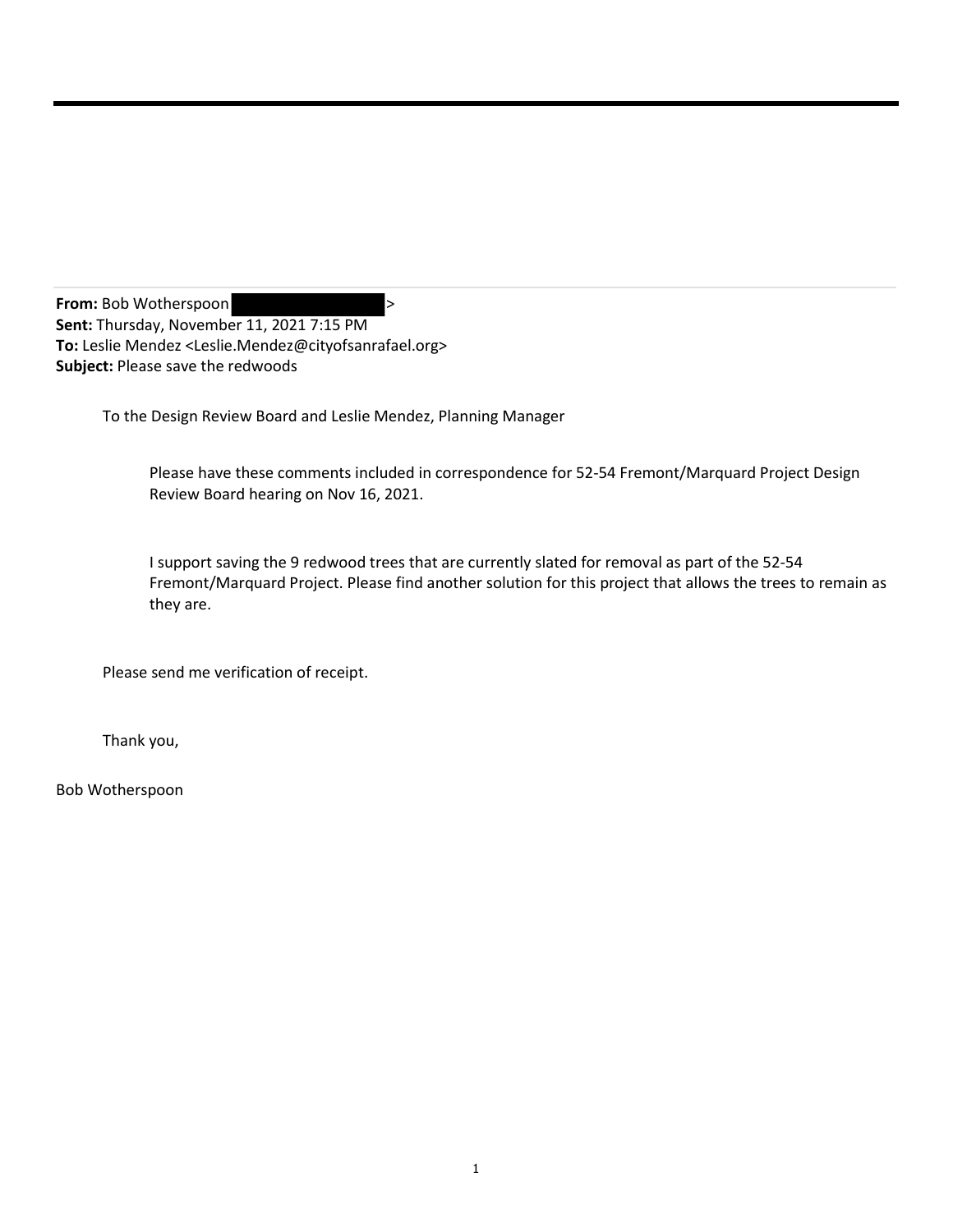**From:** Bob Wotherspoon >
**Sent:** Thursday, November 11, 2021 7:15 PM
**To:** Leslie Mendez <Leslie.Mendez@cityofsanrafael.org>
**Subject:** Please save the redwoods

To the Design Review Board and Leslie Mendez, Planning Manager

Please have these comments included in correspondence for 52-54 Fremont/Marquard Project Design Review Board hearing on Nov 16, 2021.

I support saving the 9 redwood trees that are currently slated for removal as part of the 52-54 Fremont/Marquard Project. Please find another solution for this project that allows the trees to remain as they are.

Please send me verification of receipt.

Thank you,

Bob Wotherspoon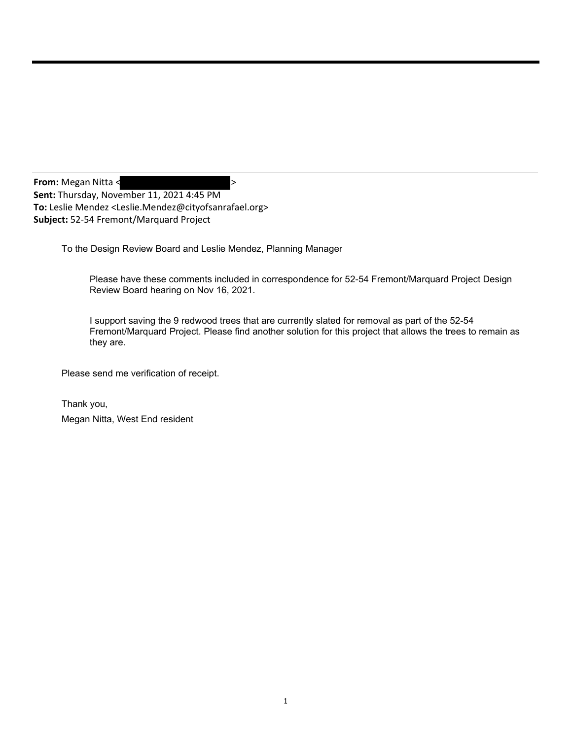**From:** Megan Nitta <[redacted]>
**Sent:** Thursday, November 11, 2021 4:45 PM
**To:** Leslie Mendez <Leslie.Mendez@cityofsanrafael.org>
**Subject:** 52-54 Fremont/Marquard Project

To the Design Review Board and Leslie Mendez, Planning Manager

> Please have these comments included in correspondence for 52-54 Fremont/Marquard Project Design Review Board hearing on Nov 16, 2021.
>
> I support saving the 9 redwood trees that are currently slated for removal as part of the 52-54 Fremont/Marquard Project. Please find another solution for this project that allows the trees to remain as they are.

Please send me verification of receipt.

Thank you,
Megan Nitta, West End resident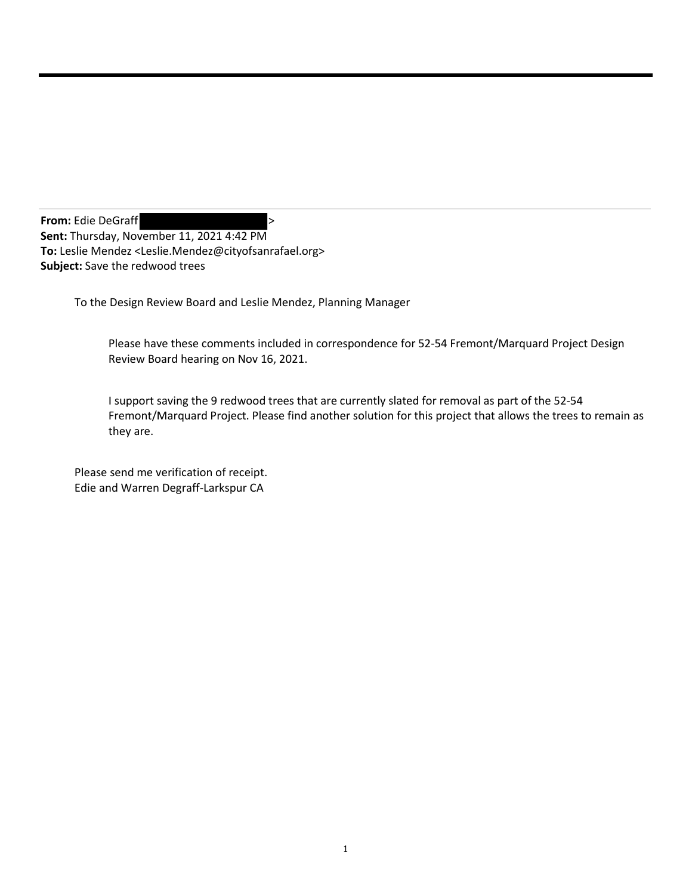**From:** Edie DeGraff >
**Sent:** Thursday, November 11, 2021 4:42 PM
**To:** Leslie Mendez <Leslie.Mendez@cityofsanrafael.org>
**Subject:** Save the redwood trees

To the Design Review Board and Leslie Mendez, Planning Manager

Please have these comments included in correspondence for 52-54 Fremont/Marquard Project Design Review Board hearing on Nov 16, 2021.

I support saving the 9 redwood trees that are currently slated for removal as part of the 52-54 Fremont/Marquard Project. Please find another solution for this project that allows the trees to remain as they are.

Please send me verification of receipt.
Edie and Warren Degraff-Larkspur CA